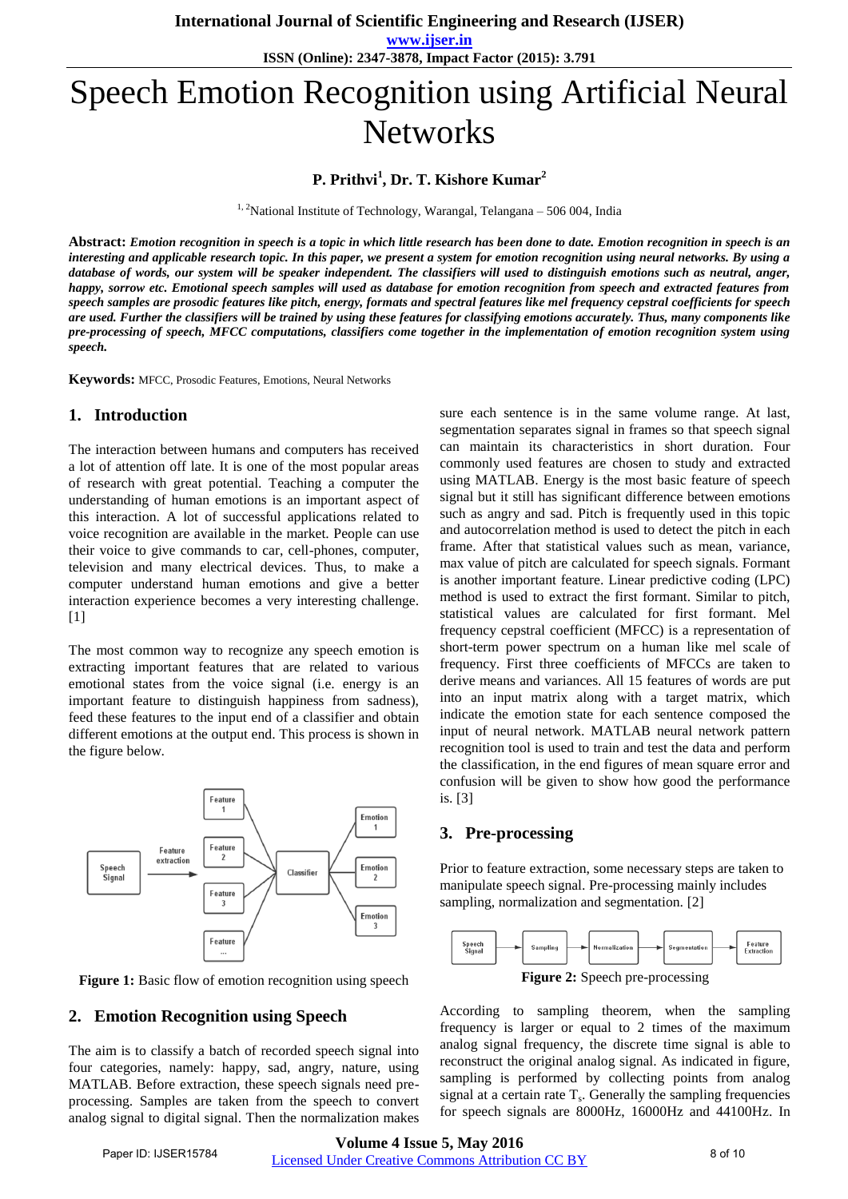# Speech Emotion Recognition using Artificial Neural Networks

**P. Prithvi[1], Dr. T. Kishore Kumar[2]**

[1, 2]National Institute of Technology, Warangal, Telangana – 506 004, India

**Abstract:** ***Emotion recognition in speech is a topic in which little research has been done to date. Emotion recognition in speech is an interesting and applicable research topic. In this paper, we present a system for emotion recognition using neural networks. By using a database of words, our system will be speaker independent. The classifiers will used to distinguish emotions such as neutral, anger, happy, sorrow etc. Emotional speech samples will used as database for emotion recognition from speech and extracted features from speech samples are prosodic features like pitch, energy, formats and spectral features like mel frequency cepstral coefficients for speech are used. Further the classifiers will be trained by using these features for classifying emotions accurately. Thus, many components like pre-processing of speech, MFCC computations, classifiers come together in the implementation of emotion recognition system using speech.***

**Keywords:** MFCC, Prosodic Features, Emotions, Neural Networks

## 1. Introduction

The interaction between humans and computers has received a lot of attention off late. It is one of the most popular areas of research with great potential. Teaching a computer the understanding of human emotions is an important aspect of this interaction. A lot of successful applications related to voice recognition are available in the market. People can use their voice to give commands to car, cell-phones, computer, television and many electrical devices. Thus, to make a computer understand human emotions and give a better interaction experience becomes a very interesting challenge. [1]

The most common way to recognize any speech emotion is extracting important features that are related to various emotional states from the voice signal (i.e. energy is an important feature to distinguish happiness from sadness), feed these features to the input end of a classifier and obtain different emotions at the output end. This process is shown in the figure below.

**Figure 1:** Basic flow of emotion recognition using speech

## 2. Emotion Recognition using Speech

The aim is to classify a batch of recorded speech signal into four categories, namely: happy, sad, angry, nature, using MATLAB. Before extraction, these speech signals need pre-processing. Samples are taken from the speech to convert analog signal to digital signal. Then the normalization makes sure each sentence is in the same volume range. At last, segmentation separates signal in frames so that speech signal can maintain its characteristics in short duration. Four commonly used features are chosen to study and extracted using MATLAB. Energy is the most basic feature of speech signal but it still has significant difference between emotions such as angry and sad. Pitch is frequently used in this topic and autocorrelation method is used to detect the pitch in each frame. After that statistical values such as mean, variance, max value of pitch are calculated for speech signals. Formant is another important feature. Linear predictive coding (LPC) method is used to extract the first formant. Similar to pitch, statistical values are calculated for first formant. Mel frequency cepstral coefficient (MFCC) is a representation of short-term power spectrum on a human like mel scale of frequency. First three coefficients of MFCCs are taken to derive means and variances. All 15 features of words are put into an input matrix along with a target matrix, which indicate the emotion state for each sentence composed the input of neural network. MATLAB neural network pattern recognition tool is used to train and test the data and perform the classification, in the end figures of mean square error and confusion will be given to show how good the performance is. [3]

## 3. Pre-processing

Prior to feature extraction, some necessary steps are taken to manipulate speech signal. Pre-processing mainly includes sampling, normalization and segmentation. [2]

**Figure 2:** Speech pre-processing

According to sampling theorem, when the sampling frequency is larger or equal to 2 times of the maximum analog signal frequency, the discrete time signal is able to reconstruct the original analog signal. As indicated in figure, sampling is performed by collecting points from analog signal at a certain rate $T_s$. Generally the sampling frequencies for speech signals are 8000Hz, 16000Hz and 44100Hz. In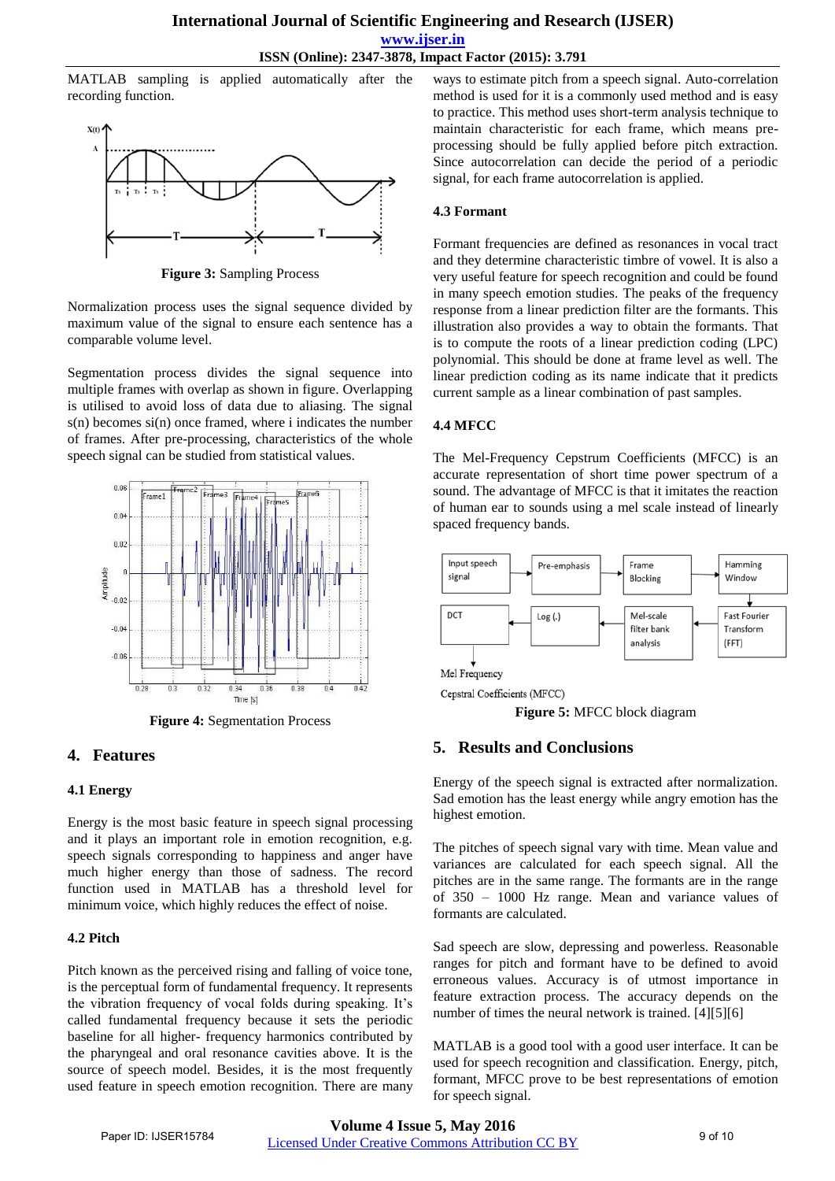MATLAB sampling is applied automatically after the recording function.

**Figure 3:** Sampling Process

Normalization process uses the signal sequence divided by maximum value of the signal to ensure each sentence has a comparable volume level.

Segmentation process divides the signal sequence into multiple frames with overlap as shown in figure. Overlapping is utilised to avoid loss of data due to aliasing. The signal s(n) becomes si(n) once framed, where i indicates the number of frames. After pre-processing, characteristics of the whole speech signal can be studied from statistical values.

**Figure 4:** Segmentation Process

## 4. Features

### 4.1 Energy

Energy is the most basic feature in speech signal processing and it plays an important role in emotion recognition, e.g. speech signals corresponding to happiness and anger have much higher energy than those of sadness. The record function used in MATLAB has a threshold level for minimum voice, which highly reduces the effect of noise.

### 4.2 Pitch

Pitch known as the perceived rising and falling of voice tone, is the perceptual form of fundamental frequency. It represents the vibration frequency of vocal folds during speaking. It's called fundamental frequency because it sets the periodic baseline for all higher- frequency harmonics contributed by the pharyngeal and oral resonance cavities above. It is the source of speech model. Besides, it is the most frequently used feature in speech emotion recognition. There are many ways to estimate pitch from a speech signal. Auto-correlation method is used for it is a commonly used method and is easy to practice. This method uses short-term analysis technique to maintain characteristic for each frame, which means pre-processing should be fully applied before pitch extraction. Since autocorrelation can decide the period of a periodic signal, for each frame autocorrelation is applied.

### 4.3 Formant

Formant frequencies are defined as resonances in vocal tract and they determine characteristic timbre of vowel. It is also a very useful feature for speech recognition and could be found in many speech emotion studies. The peaks of the frequency response from a linear prediction filter are the formants. This illustration also provides a way to obtain the formants. That is to compute the roots of a linear prediction coding (LPC) polynomial. This should be done at frame level as well. The linear prediction coding as its name indicate that it predicts current sample as a linear combination of past samples.

### 4.4 MFCC

The Mel-Frequency Cepstrum Coefficients (MFCC) is an accurate representation of short time power spectrum of a sound. The advantage of MFCC is that it imitates the reaction of human ear to sounds using a mel scale instead of linearly spaced frequency bands.

**Figure 5:** MFCC block diagram

## 5. Results and Conclusions

Energy of the speech signal is extracted after normalization. Sad emotion has the least energy while angry emotion has the highest emotion.

The pitches of speech signal vary with time. Mean value and variances are calculated for each speech signal. All the pitches are in the same range. The formants are in the range of 350 – 1000 Hz range. Mean and variance values of formants are calculated.

Sad speech are slow, depressing and powerless. Reasonable ranges for pitch and formant have to be defined to avoid erroneous values. Accuracy is of utmost importance in feature extraction process. The accuracy depends on the number of times the neural network is trained. [4][5][6]

MATLAB is a good tool with a good user interface. It can be used for speech recognition and classification. Energy, pitch, formant, MFCC prove to be best representations of emotion for speech signal.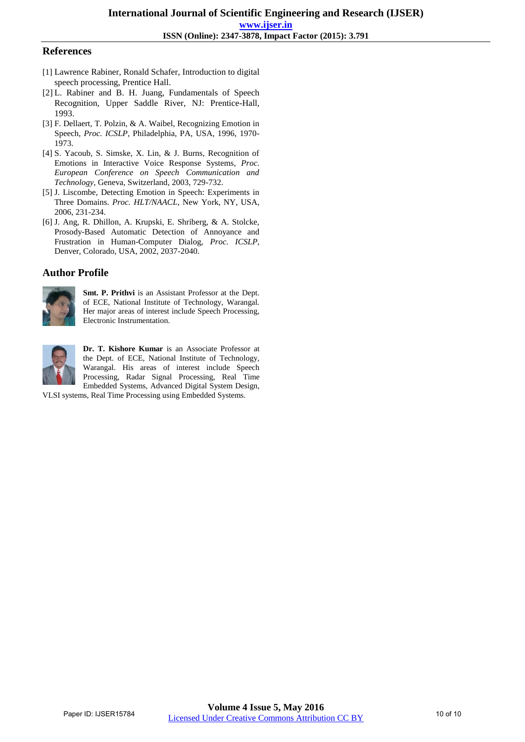## References

[1] Lawrence Rabiner, Ronald Schafer, Introduction to digital speech processing, Prentice Hall.

[2] L. Rabiner and B. H. Juang, Fundamentals of Speech Recognition, Upper Saddle River, NJ: Prentice-Hall, 1993.

[3] F. Dellaert, T. Polzin, & A. Waibel, Recognizing Emotion in Speech, *Proc. ICSLP*, Philadelphia, PA, USA, 1996, 1970-1973.

[4] S. Yacoub, S. Simske, X. Lin, & J. Burns, Recognition of Emotions in Interactive Voice Response Systems, *Proc. European Conference on Speech Communication and Technology*, Geneva, Switzerland, 2003, 729-732.

[5] J. Liscombe, Detecting Emotion in Speech: Experiments in Three Domains. *Proc. HLT/NAACL*, New York, NY, USA, 2006, 231-234.

[6] J. Ang, R. Dhillon, A. Krupski, E. Shriberg, & A. Stolcke, Prosody-Based Automatic Detection of Annoyance and Frustration in Human-Computer Dialog, *Proc. ICSLP*, Denver, Colorado, USA, 2002, 2037-2040.

## Author Profile

**Smt. P. Prithvi** is an Assistant Professor at the Dept. of ECE, National Institute of Technology, Warangal. Her major areas of interest include Speech Processing, Electronic Instrumentation.

**Dr. T. Kishore Kumar** is an Associate Professor at the Dept. of ECE, National Institute of Technology, Warangal. His areas of interest include Speech Processing, Radar Signal Processing, Real Time Embedded Systems, Advanced Digital System Design, VLSI systems, Real Time Processing using Embedded Systems.